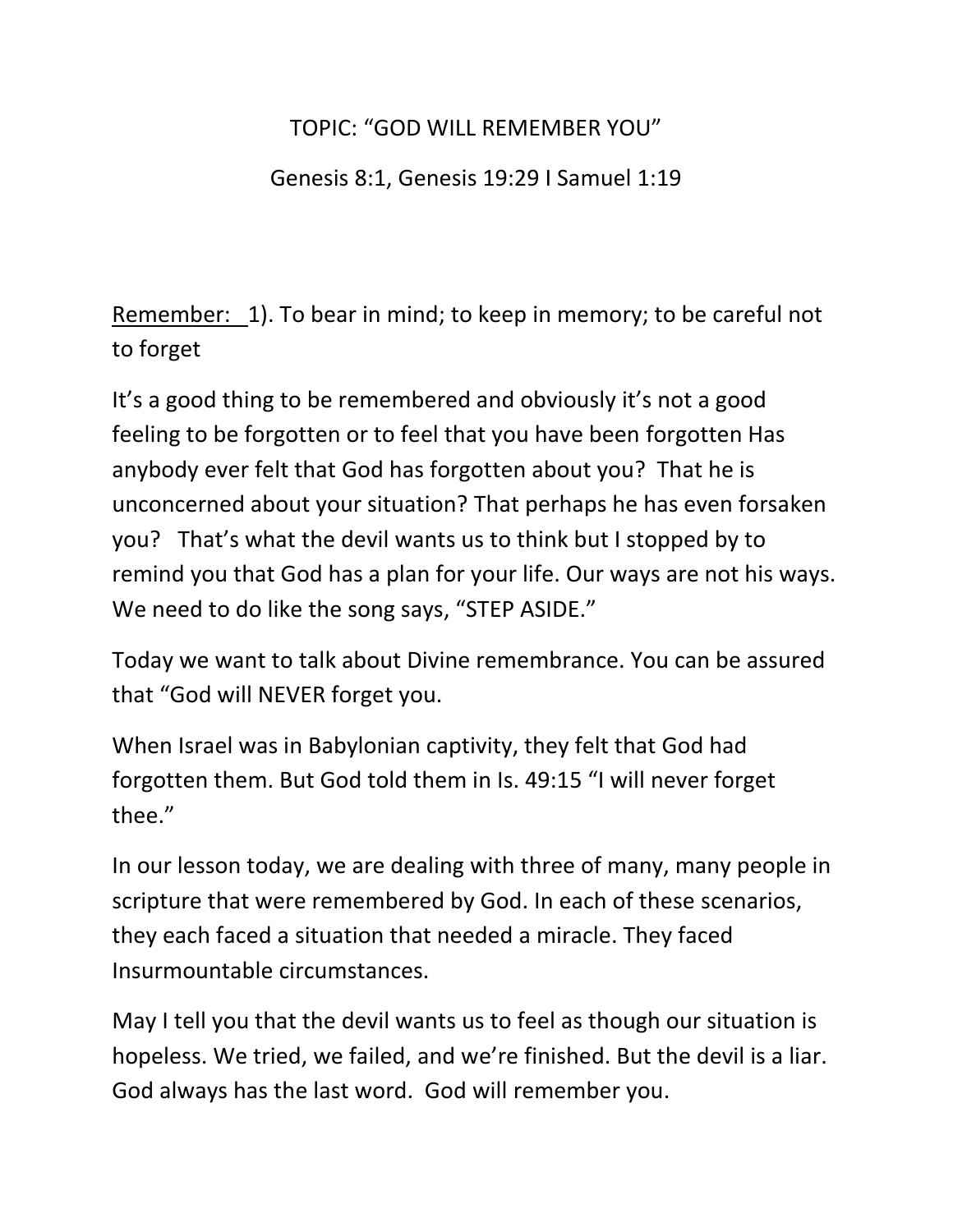# TOPIC: “GOD WILL REMEMBER YOU”

Genesis 8:1, Genesis 19:29 I Samuel 1:19

<u>Remember:</u> 1). To bear in mind; to keep in memory; to be careful not to forget

It’s a good thing to be remembered and obviously it’s not a good feeling to be forgotten or to feel that you have been forgotten Has anybody ever felt that God has forgotten about you? That he is unconcerned about your situation? That perhaps he has even forsaken you? That’s what the devil wants us to think but I stopped by to remind you that God has a plan for your life. Our ways are not his ways. We need to do like the song says, “STEP ASIDE.”

Today we want to talk about Divine remembrance. You can be assured that “God will NEVER forget you.

When Israel was in Babylonian captivity, they felt that God had forgotten them. But God told them in Is. 49:15 “I will never forget thee.”

In our lesson today, we are dealing with three of many, many people in scripture that were remembered by God. In each of these scenarios, they each faced a situation that needed a miracle. They faced Insurmountable circumstances.

May I tell you that the devil wants us to feel as though our situation is hopeless. We tried, we failed, and we’re finished. But the devil is a liar. God always has the last word. God will remember you.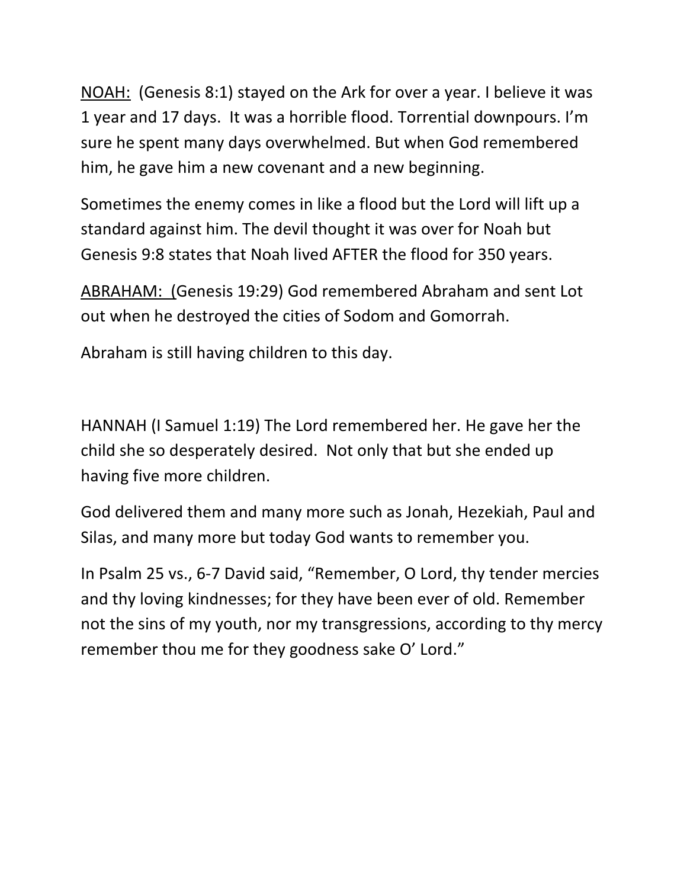<u>NOAH:</u> (Genesis 8:1) stayed on the Ark for over a year. I believe it was 1 year and 17 days. It was a horrible flood. Torrential downpours. I'm sure he spent many days overwhelmed. But when God remembered him, he gave him a new covenant and a new beginning.

Sometimes the enemy comes in like a flood but the Lord will lift up a standard against him. The devil thought it was over for Noah but Genesis 9:8 states that Noah lived AFTER the flood for 350 years.

<u>ABRAHAM: (</u>Genesis 19:29) God remembered Abraham and sent Lot out when he destroyed the cities of Sodom and Gomorrah.

Abraham is still having children to this day.

HANNAH (I Samuel 1:19) The Lord remembered her. He gave her the child she so desperately desired. Not only that but she ended up having five more children.

God delivered them and many more such as Jonah, Hezekiah, Paul and Silas, and many more but today God wants to remember you.

In Psalm 25 vs., 6-7 David said, "Remember, O Lord, thy tender mercies and thy loving kindnesses; for they have been ever of old. Remember not the sins of my youth, nor my transgressions, according to thy mercy remember thou me for they goodness sake O' Lord."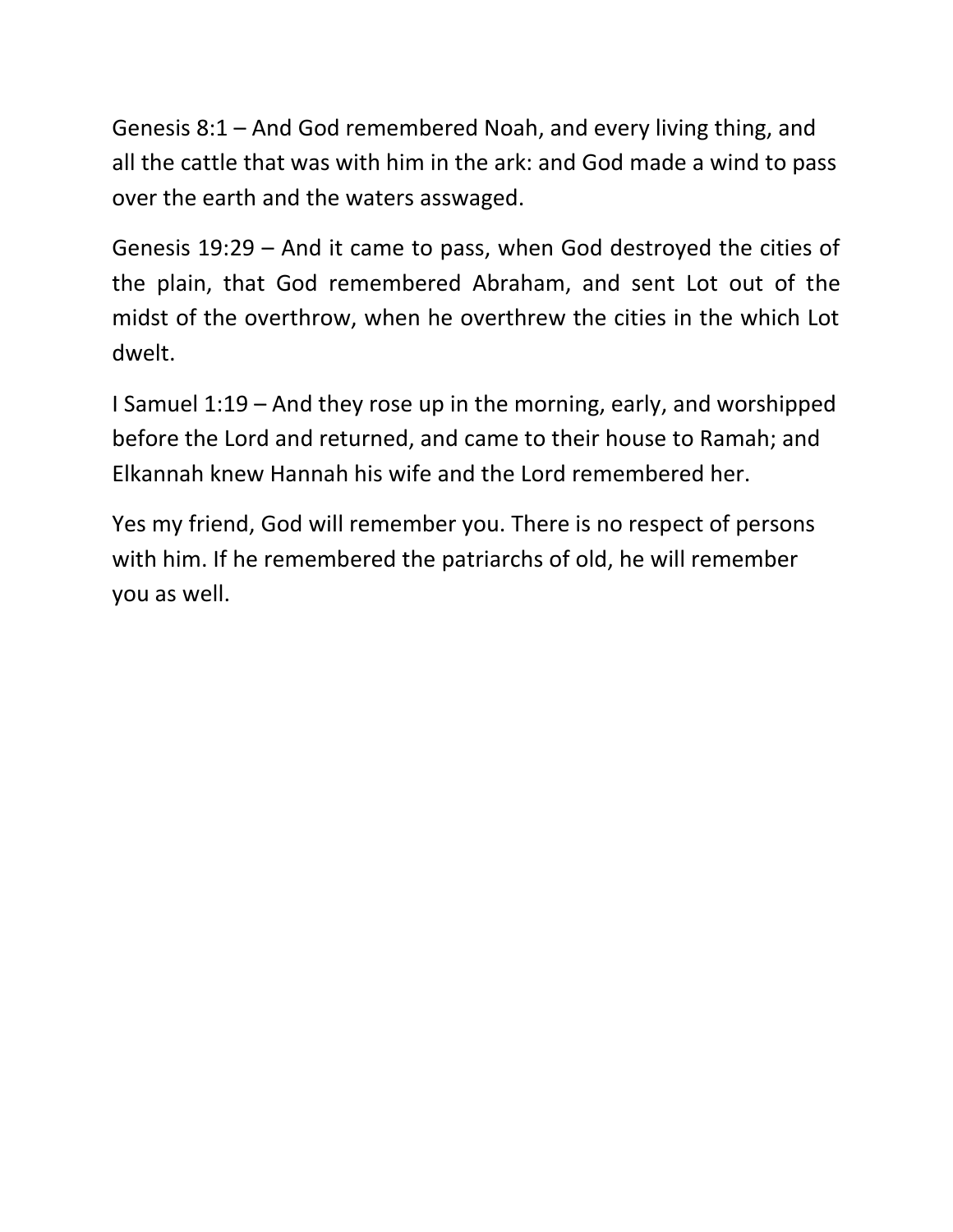Genesis 8:1 – And God remembered Noah, and every living thing, and all the cattle that was with him in the ark: and God made a wind to pass over the earth and the waters asswaged.

Genesis 19:29 – And it came to pass, when God destroyed the cities of the plain, that God remembered Abraham, and sent Lot out of the midst of the overthrow, when he overthrew the cities in the which Lot dwelt.

I Samuel 1:19 – And they rose up in the morning, early, and worshipped before the Lord and returned, and came to their house to Ramah; and Elkannah knew Hannah his wife and the Lord remembered her.

Yes my friend, God will remember you. There is no respect of persons with him. If he remembered the patriarchs of old, he will remember you as well.